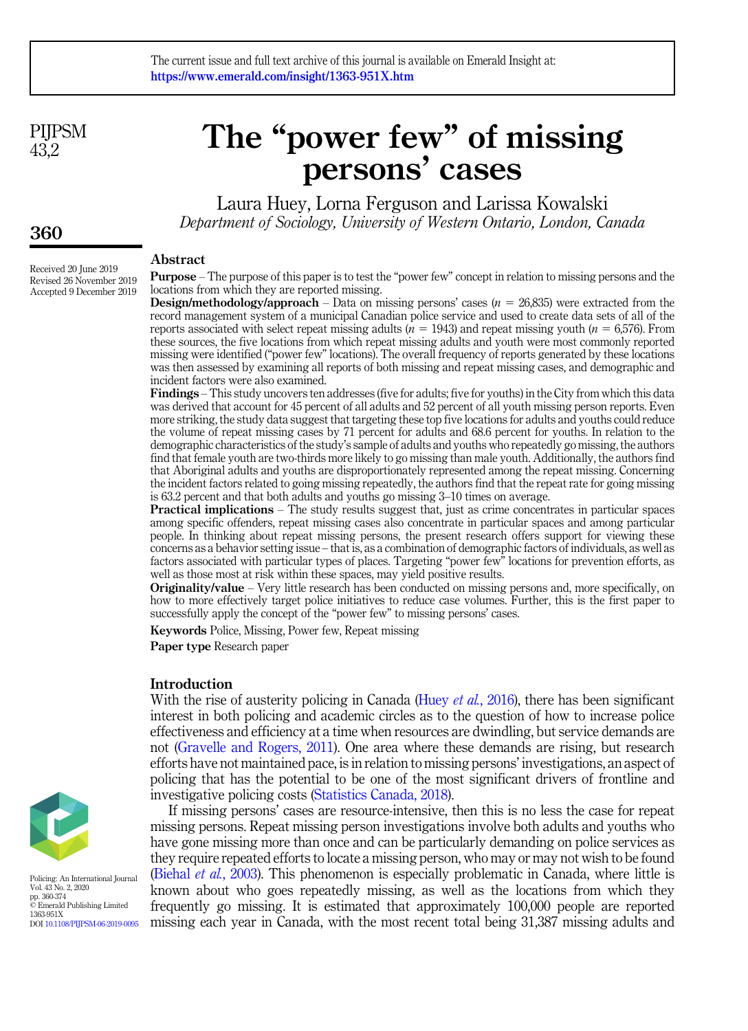The current issue and full text archive of this journal is available on Emerald Insight at: https://www.emerald.com/insight/1363-951X.htm

# The "power few" of missing persons' cases

Laura Huey, Lorna Ferguson and Larissa Kowalski

*Department of Sociology, University of Western Ontario, London, Canada*

Received 20 June 2019
Revised 26 November 2019
Accepted 9 December 2019

## Abstract

**Purpose** – The purpose of this paper is to test the "power few" concept in relation to missing persons and the locations from which they are reported missing.

**Design/methodology/approach** – Data on missing persons' cases ($n$ = 26,835) were extracted from the record management system of a municipal Canadian police service and used to create data sets of all of the reports associated with select repeat missing adults ($n$ = 1943) and repeat missing youth ($n$ = 6,576). From these sources, the five locations from which repeat missing adults and youth were most commonly reported missing were identified ("power few" locations). The overall frequency of reports generated by these locations was then assessed by examining all reports of both missing and repeat missing cases, and demographic and incident factors were also examined.

**Findings** – This study uncovers ten addresses (five for adults; five for youths) in the City from which this data was derived that account for 45 percent of all adults and 52 percent of all youth missing person reports. Even more striking, the study data suggest that targeting these top five locations for adults and youths could reduce the volume of repeat missing cases by 71 percent for adults and 68.6 percent for youths. In relation to the demographic characteristics of the study's sample of adults and youths who repeatedly go missing, the authors find that female youth are two-thirds more likely to go missing than male youth. Additionally, the authors find that Aboriginal adults and youths are disproportionately represented among the repeat missing. Concerning the incident factors related to going missing repeatedly, the authors find that the repeat rate for going missing is 63.2 percent and that both adults and youths go missing 3–10 times on average.

**Practical implications** – The study results suggest that, just as crime concentrates in particular spaces among specific offenders, repeat missing cases also concentrate in particular spaces and among particular people. In thinking about repeat missing persons, the present research offers support for viewing these concerns as a behavior setting issue – that is, as a combination of demographic factors of individuals, as well as factors associated with particular types of places. Targeting "power few" locations for prevention efforts, as well as those most at risk within these spaces, may yield positive results.

**Originality/value** – Very little research has been conducted on missing persons and, more specifically, on how to more effectively target police initiatives to reduce case volumes. Further, this is the first paper to successfully apply the concept of the "power few" to missing persons' cases.

**Keywords** Police, Missing, Power few, Repeat missing

**Paper type** Research paper

Policing: An International Journal
Vol. 43 No. 2, 2020
pp. 360-374
© Emerald Publishing Limited
1363-951X
DOI 10.1108/PIJPSM-06-2019-0095

## Introduction

With the rise of austerity policing in Canada (Huey *et al.*, 2016), there has been significant interest in both policing and academic circles as to the question of how to increase police effectiveness and efficiency at a time when resources are dwindling, but service demands are not (Gravelle and Rogers, 2011). One area where these demands are rising, but research efforts have not maintained pace, is in relation to missing persons' investigations, an aspect of policing that has the potential to be one of the most significant drivers of frontline and investigative policing costs (Statistics Canada, 2018).

If missing persons' cases are resource-intensive, then this is no less the case for repeat missing persons. Repeat missing person investigations involve both adults and youths who have gone missing more than once and can be particularly demanding on police services as they require repeated efforts to locate a missing person, who may or may not wish to be found (Biehal *et al.*, 2003). This phenomenon is especially problematic in Canada, where little is known about who goes repeatedly missing, as well as the locations from which they frequently go missing. It is estimated that approximately 100,000 people are reported missing each year in Canada, with the most recent total being 31,387 missing adults and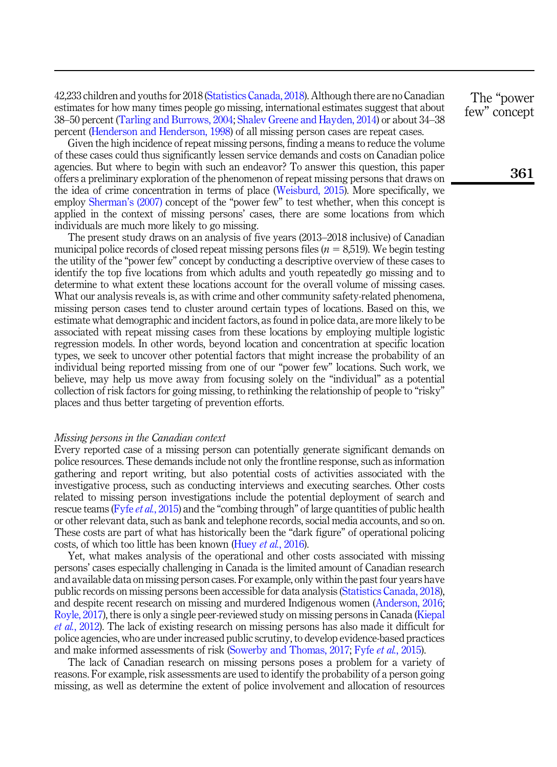42,233 children and youths for 2018 (Statistics Canada, 2018). Although there are no Canadian estimates for how many times people go missing, international estimates suggest that about 38–50 percent (Tarling and Burrows, 2004; Shalev Greene and Hayden, 2014) or about 34–38 percent (Henderson and Henderson, 1998) of all missing person cases are repeat cases.

Given the high incidence of repeat missing persons, finding a means to reduce the volume of these cases could thus significantly lessen service demands and costs on Canadian police agencies. But where to begin with such an endeavor? To answer this question, this paper offers a preliminary exploration of the phenomenon of repeat missing persons that draws on the idea of crime concentration in terms of place (Weisburd, 2015). More specifically, we employ Sherman's (2007) concept of the "power few" to test whether, when this concept is applied in the context of missing persons' cases, there are some locations from which individuals are much more likely to go missing.

The present study draws on an analysis of five years (2013–2018 inclusive) of Canadian municipal police records of closed repeat missing persons files ($n$ = 8,519). We begin testing the utility of the "power few" concept by conducting a descriptive overview of these cases to identify the top five locations from which adults and youth repeatedly go missing and to determine to what extent these locations account for the overall volume of missing cases. What our analysis reveals is, as with crime and other community safety-related phenomena, missing person cases tend to cluster around certain types of locations. Based on this, we estimate what demographic and incident factors, as found in police data, are more likely to be associated with repeat missing cases from these locations by employing multiple logistic regression models. In other words, beyond location and concentration at specific location types, we seek to uncover other potential factors that might increase the probability of an individual being reported missing from one of our "power few" locations. Such work, we believe, may help us move away from focusing solely on the "individual" as a potential collection of risk factors for going missing, to rethinking the relationship of people to "risky" places and thus better targeting of prevention efforts.

*Missing persons in the Canadian context*

Every reported case of a missing person can potentially generate significant demands on police resources. These demands include not only the frontline response, such as information gathering and report writing, but also potential costs of activities associated with the investigative process, such as conducting interviews and executing searches. Other costs related to missing person investigations include the potential deployment of search and rescue teams (Fyfe *et al.*, 2015) and the "combing through" of large quantities of public health or other relevant data, such as bank and telephone records, social media accounts, and so on. These costs are part of what has historically been the "dark figure" of operational policing costs, of which too little has been known (Huey *et al.*, 2016).

Yet, what makes analysis of the operational and other costs associated with missing persons' cases especially challenging in Canada is the limited amount of Canadian research and available data on missing person cases. For example, only within the past four years have public records on missing persons been accessible for data analysis (Statistics Canada, 2018), and despite recent research on missing and murdered Indigenous women (Anderson, 2016; Royle, 2017), there is only a single peer-reviewed study on missing persons in Canada (Kiepal *et al.*, 2012). The lack of existing research on missing persons has also made it difficult for police agencies, who are under increased public scrutiny, to develop evidence-based practices and make informed assessments of risk (Sowerby and Thomas, 2017; Fyfe *et al.*, 2015).

The lack of Canadian research on missing persons poses a problem for a variety of reasons. For example, risk assessments are used to identify the probability of a person going missing, as well as determine the extent of police involvement and allocation of resources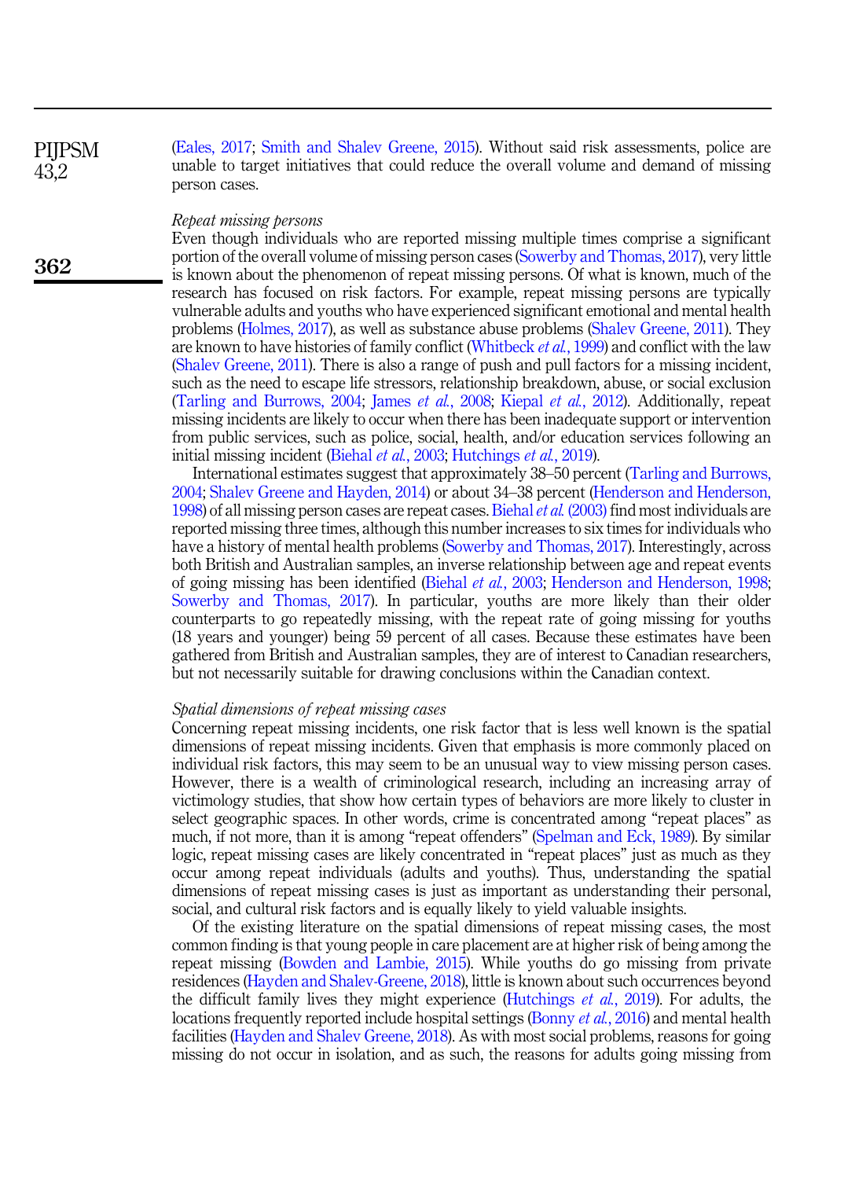(Eales, 2017; Smith and Shalev Greene, 2015). Without said risk assessments, police are unable to target initiatives that could reduce the overall volume and demand of missing person cases.

*Repeat missing persons*

Even though individuals who are reported missing multiple times comprise a significant portion of the overall volume of missing person cases (Sowerby and Thomas, 2017), very little is known about the phenomenon of repeat missing persons. Of what is known, much of the research has focused on risk factors. For example, repeat missing persons are typically vulnerable adults and youths who have experienced significant emotional and mental health problems (Holmes, 2017), as well as substance abuse problems (Shalev Greene, 2011). They are known to have histories of family conflict (Whitbeck *et al.*, 1999) and conflict with the law (Shalev Greene, 2011). There is also a range of push and pull factors for a missing incident, such as the need to escape life stressors, relationship breakdown, abuse, or social exclusion (Tarling and Burrows, 2004; James *et al.*, 2008; Kiepal *et al.*, 2012). Additionally, repeat missing incidents are likely to occur when there has been inadequate support or intervention from public services, such as police, social, health, and/or education services following an initial missing incident (Biehal *et al.*, 2003; Hutchings *et al.*, 2019).

International estimates suggest that approximately 38–50 percent (Tarling and Burrows, 2004; Shalev Greene and Hayden, 2014) or about 34–38 percent (Henderson and Henderson, 1998) of all missing person cases are repeat cases. Biehal *et al.* (2003) find most individuals are reported missing three times, although this number increases to six times for individuals who have a history of mental health problems (Sowerby and Thomas, 2017). Interestingly, across both British and Australian samples, an inverse relationship between age and repeat events of going missing has been identified (Biehal *et al.*, 2003; Henderson and Henderson, 1998; Sowerby and Thomas, 2017). In particular, youths are more likely than their older counterparts to go repeatedly missing, with the repeat rate of going missing for youths (18 years and younger) being 59 percent of all cases. Because these estimates have been gathered from British and Australian samples, they are of interest to Canadian researchers, but not necessarily suitable for drawing conclusions within the Canadian context.

*Spatial dimensions of repeat missing cases*

Concerning repeat missing incidents, one risk factor that is less well known is the spatial dimensions of repeat missing incidents. Given that emphasis is more commonly placed on individual risk factors, this may seem to be an unusual way to view missing person cases. However, there is a wealth of criminological research, including an increasing array of victimology studies, that show how certain types of behaviors are more likely to cluster in select geographic spaces. In other words, crime is concentrated among "repeat places" as much, if not more, than it is among "repeat offenders" (Spelman and Eck, 1989). By similar logic, repeat missing cases are likely concentrated in "repeat places" just as much as they occur among repeat individuals (adults and youths). Thus, understanding the spatial dimensions of repeat missing cases is just as important as understanding their personal, social, and cultural risk factors and is equally likely to yield valuable insights.

Of the existing literature on the spatial dimensions of repeat missing cases, the most common finding is that young people in care placement are at higher risk of being among the repeat missing (Bowden and Lambie, 2015). While youths do go missing from private residences (Hayden and Shalev-Greene, 2018), little is known about such occurrences beyond the difficult family lives they might experience (Hutchings *et al.*, 2019). For adults, the locations frequently reported include hospital settings (Bonny *et al.*, 2016) and mental health facilities (Hayden and Shalev Greene, 2018). As with most social problems, reasons for going missing do not occur in isolation, and as such, the reasons for adults going missing from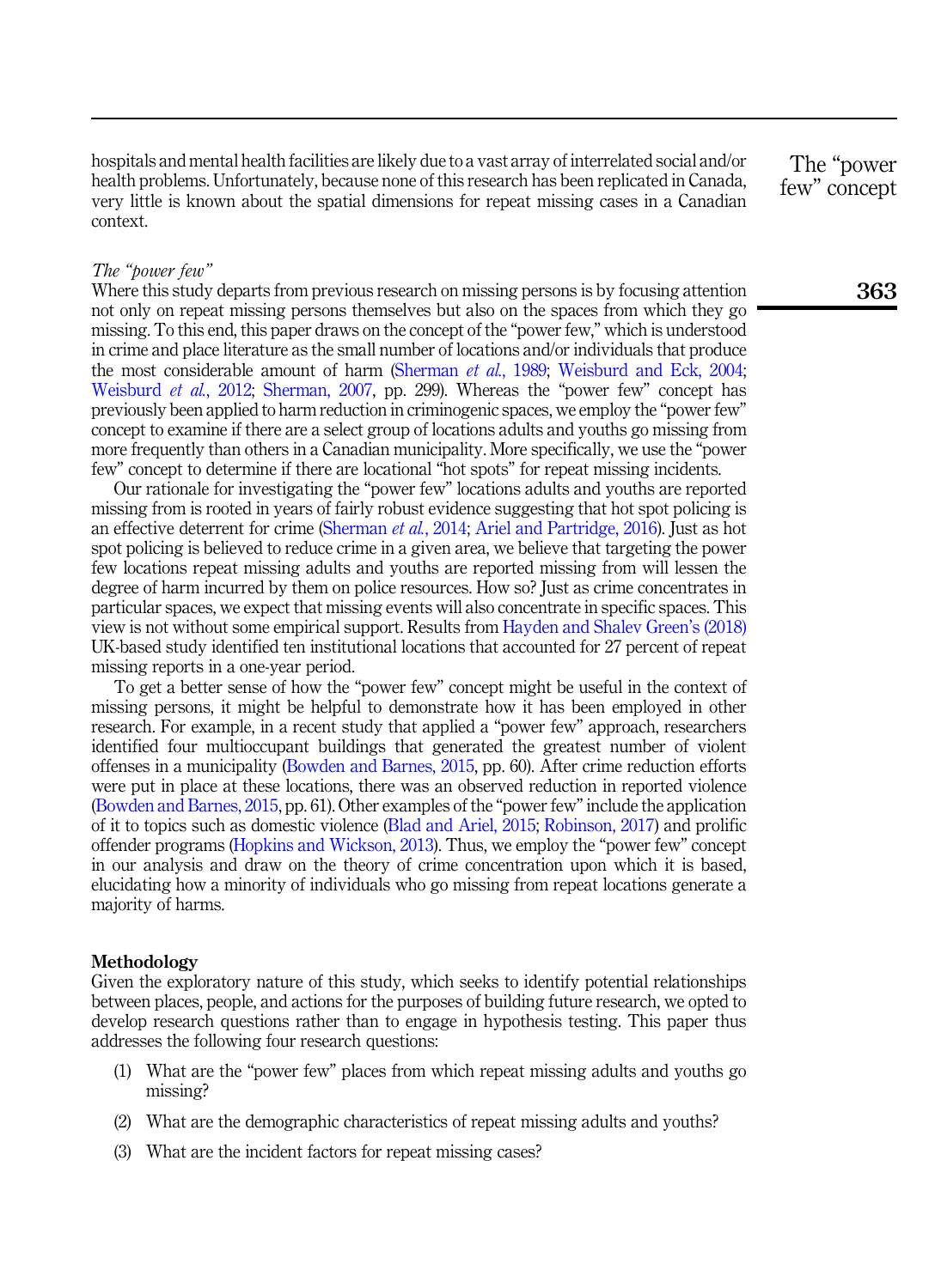hospitals and mental health facilities are likely due to a vast array of interrelated social and/or health problems. Unfortunately, because none of this research has been replicated in Canada, very little is known about the spatial dimensions for repeat missing cases in a Canadian context.

*The "power few"*

Where this study departs from previous research on missing persons is by focusing attention not only on repeat missing persons themselves but also on the spaces from which they go missing. To this end, this paper draws on the concept of the "power few," which is understood in crime and place literature as the small number of locations and/or individuals that produce the most considerable amount of harm (Sherman *et al.*, 1989; Weisburd and Eck, 2004; Weisburd *et al.*, 2012; Sherman, 2007, pp. 299). Whereas the "power few" concept has previously been applied to harm reduction in criminogenic spaces, we employ the "power few" concept to examine if there are a select group of locations adults and youths go missing from more frequently than others in a Canadian municipality. More specifically, we use the "power few" concept to determine if there are locational "hot spots" for repeat missing incidents.

Our rationale for investigating the "power few" locations adults and youths are reported missing from is rooted in years of fairly robust evidence suggesting that hot spot policing is an effective deterrent for crime (Sherman *et al.*, 2014; Ariel and Partridge, 2016). Just as hot spot policing is believed to reduce crime in a given area, we believe that targeting the power few locations repeat missing adults and youths are reported missing from will lessen the degree of harm incurred by them on police resources. How so? Just as crime concentrates in particular spaces, we expect that missing events will also concentrate in specific spaces. This view is not without some empirical support. Results from Hayden and Shalev Green's (2018) UK-based study identified ten institutional locations that accounted for 27 percent of repeat missing reports in a one-year period.

To get a better sense of how the "power few" concept might be useful in the context of missing persons, it might be helpful to demonstrate how it has been employed in other research. For example, in a recent study that applied a "power few" approach, researchers identified four multioccupant buildings that generated the greatest number of violent offenses in a municipality (Bowden and Barnes, 2015, pp. 60). After crime reduction efforts were put in place at these locations, there was an observed reduction in reported violence (Bowden and Barnes, 2015, pp. 61). Other examples of the "power few" include the application of it to topics such as domestic violence (Blad and Ariel, 2015; Robinson, 2017) and prolific offender programs (Hopkins and Wickson, 2013). Thus, we employ the "power few" concept in our analysis and draw on the theory of crime concentration upon which it is based, elucidating how a minority of individuals who go missing from repeat locations generate a majority of harms.

## Methodology

Given the exploratory nature of this study, which seeks to identify potential relationships between places, people, and actions for the purposes of building future research, we opted to develop research questions rather than to engage in hypothesis testing. This paper thus addresses the following four research questions:

(1) What are the "power few" places from which repeat missing adults and youths go missing?

(2) What are the demographic characteristics of repeat missing adults and youths?

(3) What are the incident factors for repeat missing cases?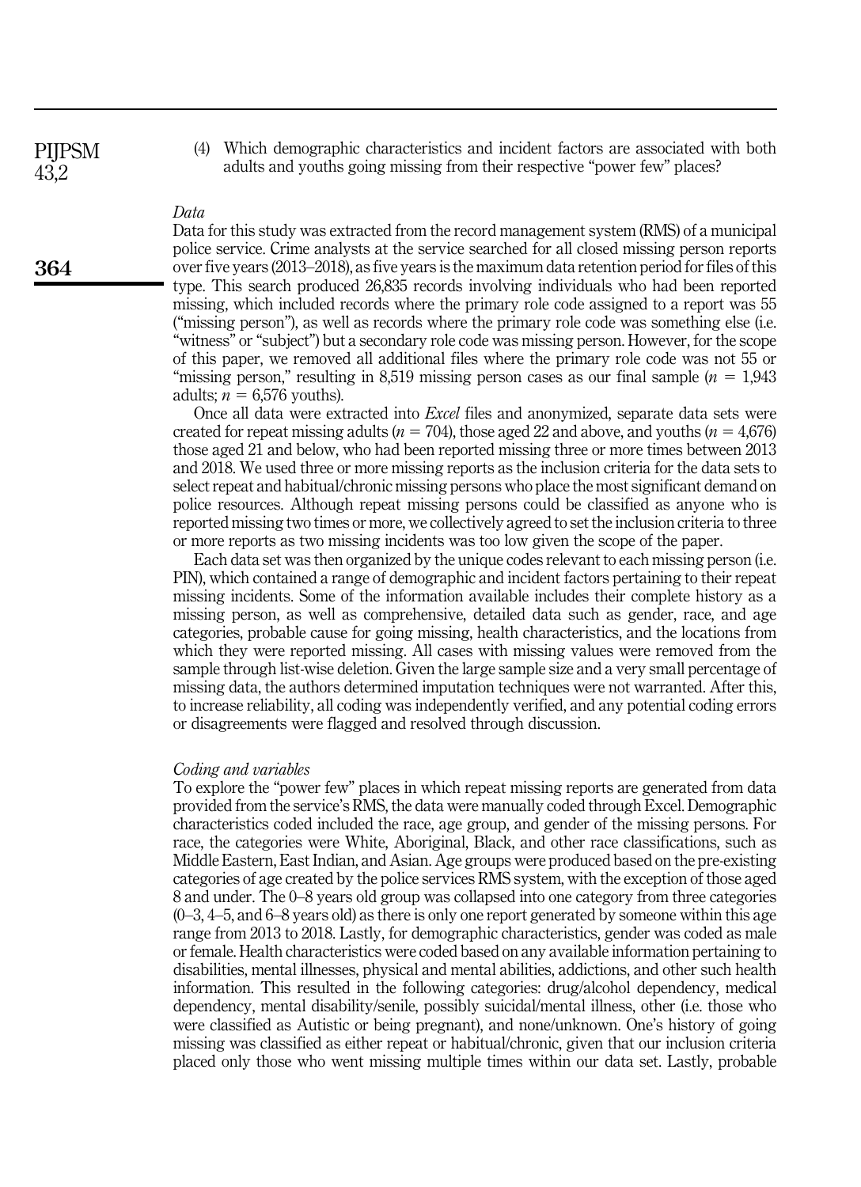(4) Which demographic characteristics and incident factors are associated with both adults and youths going missing from their respective "power few" places?

### Data

Data for this study was extracted from the record management system (RMS) of a municipal police service. Crime analysts at the service searched for all closed missing person reports over five years (2013–2018), as five years is the maximum data retention period for files of this type. This search produced 26,835 records involving individuals who had been reported missing, which included records where the primary role code assigned to a report was 55 ("missing person"), as well as records where the primary role code was something else (i.e. "witness" or "subject") but a secondary role code was missing person. However, for the scope of this paper, we removed all additional files where the primary role code was not 55 or "missing person," resulting in 8,519 missing person cases as our final sample ($n$ = 1,943 adults; $n$ = 6,576 youths).

Once all data were extracted into *Excel* files and anonymized, separate data sets were created for repeat missing adults ($n$ = 704), those aged 22 and above, and youths ($n$ = 4,676) those aged 21 and below, who had been reported missing three or more times between 2013 and 2018. We used three or more missing reports as the inclusion criteria for the data sets to select repeat and habitual/chronic missing persons who place the most significant demand on police resources. Although repeat missing persons could be classified as anyone who is reported missing two times or more, we collectively agreed to set the inclusion criteria to three or more reports as two missing incidents was too low given the scope of the paper.

Each data set was then organized by the unique codes relevant to each missing person (i.e. PIN), which contained a range of demographic and incident factors pertaining to their repeat missing incidents. Some of the information available includes their complete history as a missing person, as well as comprehensive, detailed data such as gender, race, and age categories, probable cause for going missing, health characteristics, and the locations from which they were reported missing. All cases with missing values were removed from the sample through list-wise deletion. Given the large sample size and a very small percentage of missing data, the authors determined imputation techniques were not warranted. After this, to increase reliability, all coding was independently verified, and any potential coding errors or disagreements were flagged and resolved through discussion.

### Coding and variables

To explore the "power few" places in which repeat missing reports are generated from data provided from the service's RMS, the data were manually coded through Excel. Demographic characteristics coded included the race, age group, and gender of the missing persons. For race, the categories were White, Aboriginal, Black, and other race classifications, such as Middle Eastern, East Indian, and Asian. Age groups were produced based on the pre-existing categories of age created by the police services RMS system, with the exception of those aged 8 and under. The 0–8 years old group was collapsed into one category from three categories (0–3, 4–5, and 6–8 years old) as there is only one report generated by someone within this age range from 2013 to 2018. Lastly, for demographic characteristics, gender was coded as male or female. Health characteristics were coded based on any available information pertaining to disabilities, mental illnesses, physical and mental abilities, addictions, and other such health information. This resulted in the following categories: drug/alcohol dependency, medical dependency, mental disability/senile, possibly suicidal/mental illness, other (i.e. those who were classified as Autistic or being pregnant), and none/unknown. One's history of going missing was classified as either repeat or habitual/chronic, given that our inclusion criteria placed only those who went missing multiple times within our data set. Lastly, probable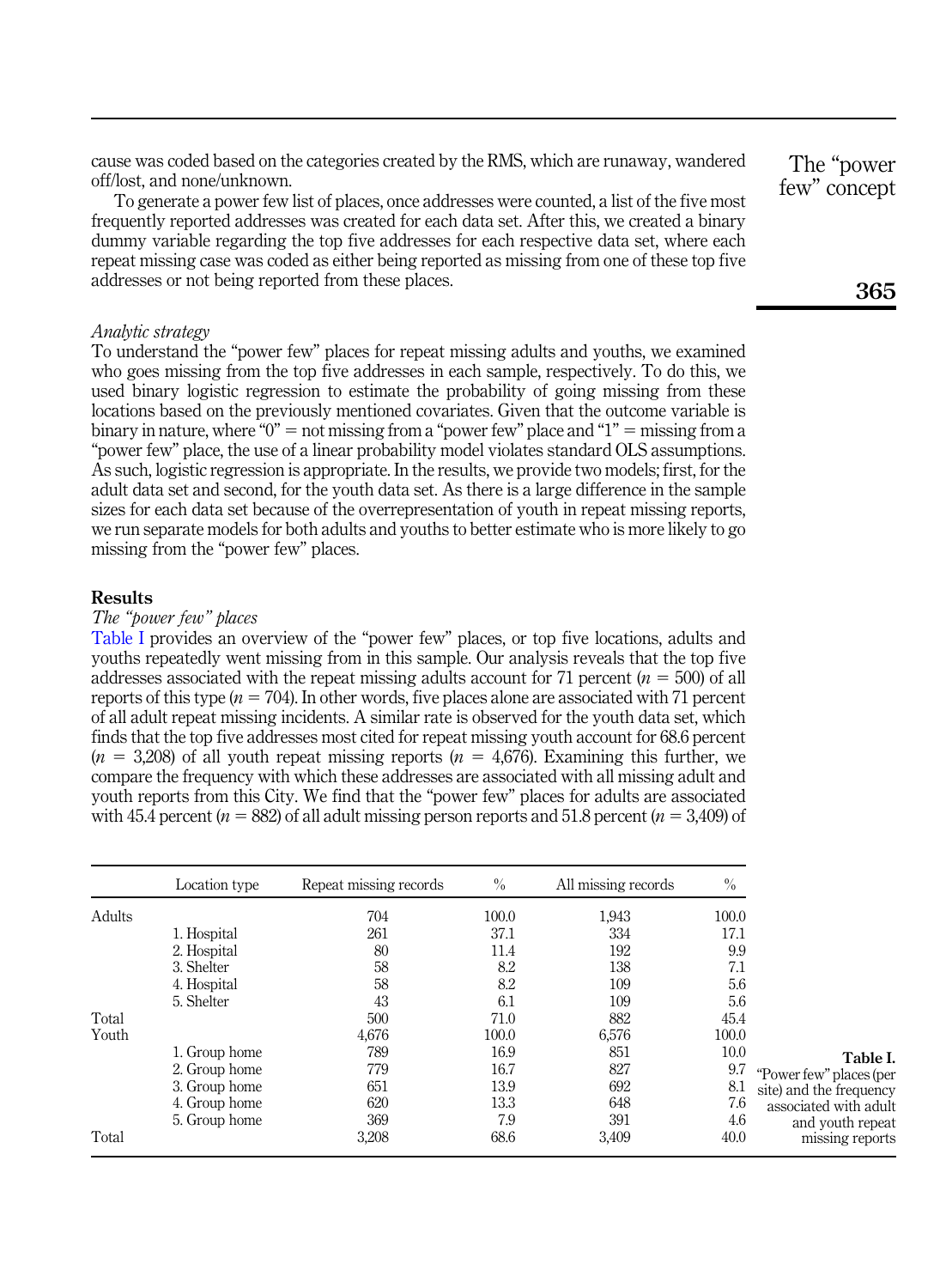cause was coded based on the categories created by the RMS, which are runaway, wandered off/lost, and none/unknown.

To generate a power few list of places, once addresses were counted, a list of the five most frequently reported addresses was created for each data set. After this, we created a binary dummy variable regarding the top five addresses for each respective data set, where each repeat missing case was coded as either being reported as missing from one of these top five addresses or not being reported from these places.

*Analytic strategy*

To understand the "power few" places for repeat missing adults and youths, we examined who goes missing from the top five addresses in each sample, respectively. To do this, we used binary logistic regression to estimate the probability of going missing from these locations based on the previously mentioned covariates. Given that the outcome variable is binary in nature, where "0" = not missing from a "power few" place and "1" = missing from a "power few" place, the use of a linear probability model violates standard OLS assumptions. As such, logistic regression is appropriate. In the results, we provide two models; first, for the adult data set and second, for the youth data set. As there is a large difference in the sample sizes for each data set because of the overrepresentation of youth in repeat missing reports, we run separate models for both adults and youths to better estimate who is more likely to go missing from the "power few" places.

## Results

*The "power few" places*

Table I provides an overview of the "power few" places, or top five locations, adults and youths repeatedly went missing from in this sample. Our analysis reveals that the top five addresses associated with the repeat missing adults account for 71 percent ($n = 500$) of all reports of this type ($n = 704$). In other words, five places alone are associated with 71 percent of all adult repeat missing incidents. A similar rate is observed for the youth data set, which finds that the top five addresses most cited for repeat missing youth account for 68.6 percent ($n = 3{,}208$) of all youth repeat missing reports ($n = 4{,}676$). Examining this further, we compare the frequency with which these addresses are associated with all missing adult and youth reports from this City. We find that the "power few" places for adults are associated with 45.4 percent ($n = 882$) of all adult missing person reports and 51.8 percent ($n = 3{,}409$) of

| | Location type | Repeat missing records | % | All missing records | % |
|---|---|---|---|---|---|
| Adults | | 704 | 100.0 | 1,943 | 100.0 |
| | 1. Hospital | 261 | 37.1 | 334 | 17.1 |
| | 2. Hospital | 80 | 11.4 | 192 | 9.9 |
| | 3. Shelter | 58 | 8.2 | 138 | 7.1 |
| | 4. Hospital | 58 | 8.2 | 109 | 5.6 |
| | 5. Shelter | 43 | 6.1 | 109 | 5.6 |
| Total | | 500 | 71.0 | 882 | 45.4 |
| Youth | | 4,676 | 100.0 | 6,576 | 100.0 |
| | 1. Group home | 789 | 16.9 | 851 | 10.0 |
| | 2. Group home | 779 | 16.7 | 827 | 9.7 |
| | 3. Group home | 651 | 13.9 | 692 | 8.1 |
| | 4. Group home | 620 | 13.3 | 648 | 7.6 |
| | 5. Group home | 369 | 7.9 | 391 | 4.6 |
| Total | | 3,208 | 68.6 | 3,409 | 40.0 |

**Table I.** "Power few" places (per site) and the frequency associated with adult and youth repeat missing reports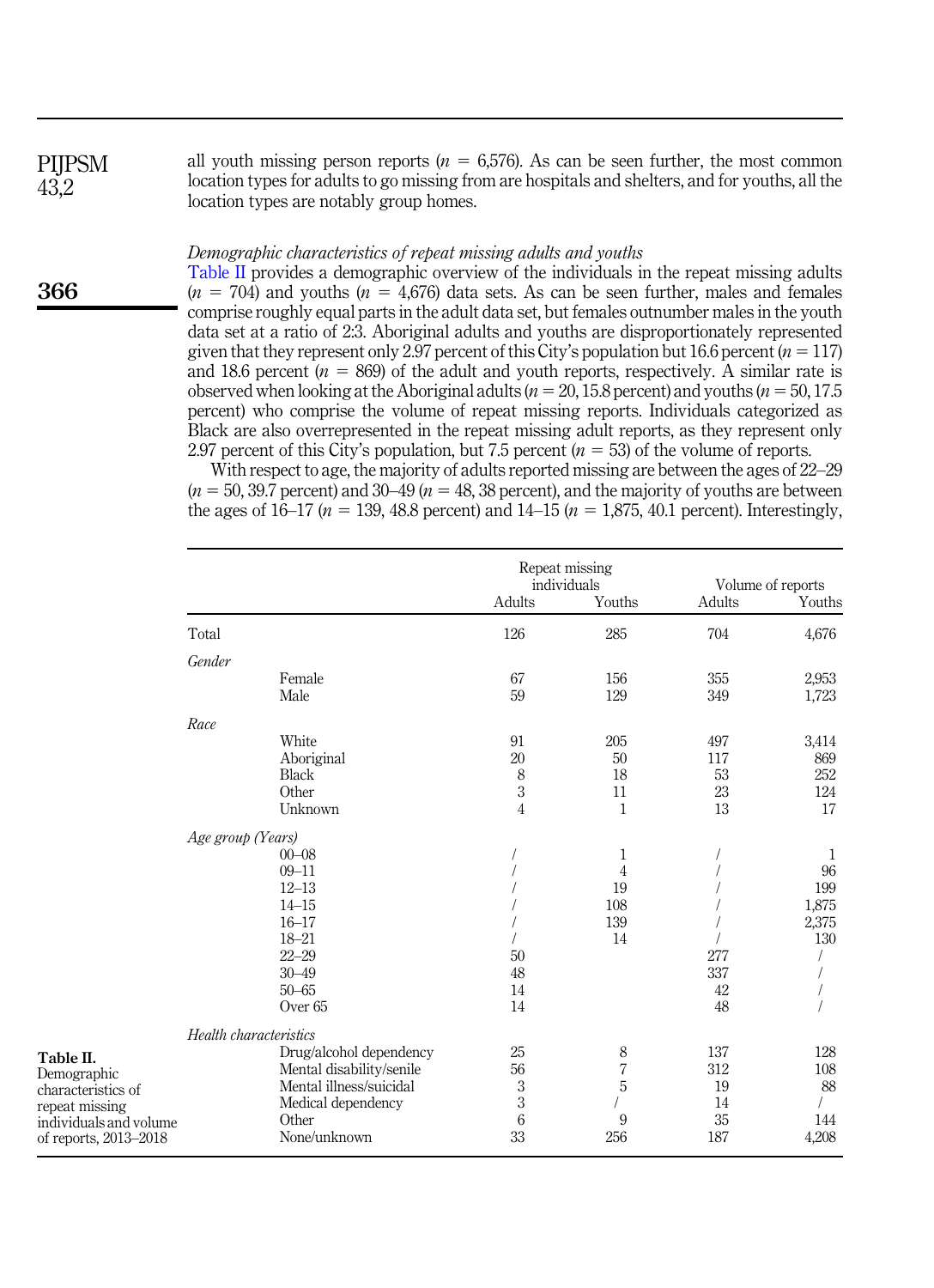all youth missing person reports ($n$ = 6,576). As can be seen further, the most common location types for adults to go missing from are hospitals and shelters, and for youths, all the location types are notably group homes.

*Demographic characteristics of repeat missing adults and youths*

Table II provides a demographic overview of the individuals in the repeat missing adults ($n$ = 704) and youths ($n$ = 4,676) data sets. As can be seen further, males and females comprise roughly equal parts in the adult data set, but females outnumber males in the youth data set at a ratio of 2:3. Aboriginal adults and youths are disproportionately represented given that they represent only 2.97 percent of this City's population but 16.6 percent ($n$ = 117) and 18.6 percent ($n$ = 869) of the adult and youth reports, respectively. A similar rate is observed when looking at the Aboriginal adults ($n$ = 20, 15.8 percent) and youths ($n$ = 50, 17.5 percent) who comprise the volume of repeat missing reports. Individuals categorized as Black are also overrepresented in the repeat missing adult reports, as they represent only 2.97 percent of this City's population, but 7.5 percent ($n$ = 53) of the volume of reports.

With respect to age, the majority of adults reported missing are between the ages of 22–29 ($n$ = 50, 39.7 percent) and 30–49 ($n$ = 48, 38 percent), and the majority of youths are between the ages of 16–17 ($n$ = 139, 48.8 percent) and 14–15 ($n$ = 1,875, 40.1 percent). Interestingly,

| | | Repeat missing individuals | | Volume of reports | |
|---|---|---|---|---|---|
| | | Adults | Youths | Adults | Youths |
| Total | | 126 | 285 | 704 | 4,676 |
| *Gender* | | | | | |
| | Female | 67 | 156 | 355 | 2,953 |
| | Male | 59 | 129 | 349 | 1,723 |
| *Race* | | | | | |
| | White | 91 | 205 | 497 | 3,414 |
| | Aboriginal | 20 | 50 | 117 | 869 |
| | Black | 8 | 18 | 53 | 252 |
| | Other | 3 | 11 | 23 | 124 |
| | Unknown | 4 | 1 | 13 | 17 |
| *Age group (Years)* | | | | | |
| | 00–08 | / | 1 | / | 1 |
| | 09–11 | / | 4 | / | 96 |
| | 12–13 | / | 19 | / | 199 |
| | 14–15 | / | 108 | / | 1,875 |
| | 16–17 | / | 139 | / | 2,375 |
| | 18–21 | / | 14 | / | 130 |
| | 22–29 | 50 | | 277 | / |
| | 30–49 | 48 | | 337 | / |
| | 50–65 | 14 | | 42 | / |
| | Over 65 | 14 | | 48 | / |
| *Health characteristics* | | | | | |
| | Drug/alcohol dependency | 25 | 8 | 137 | 128 |
| | Mental disability/senile | 56 | 7 | 312 | 108 |
| | Mental illness/suicidal | 3 | 5 | 19 | 88 |
| | Medical dependency | 3 | / | 14 | / |
| | Other | 6 | 9 | 35 | 144 |
| | None/unknown | 33 | 256 | 187 | 4,208 |

**Table II.** Demographic characteristics of repeat missing individuals and volume of reports, 2013–2018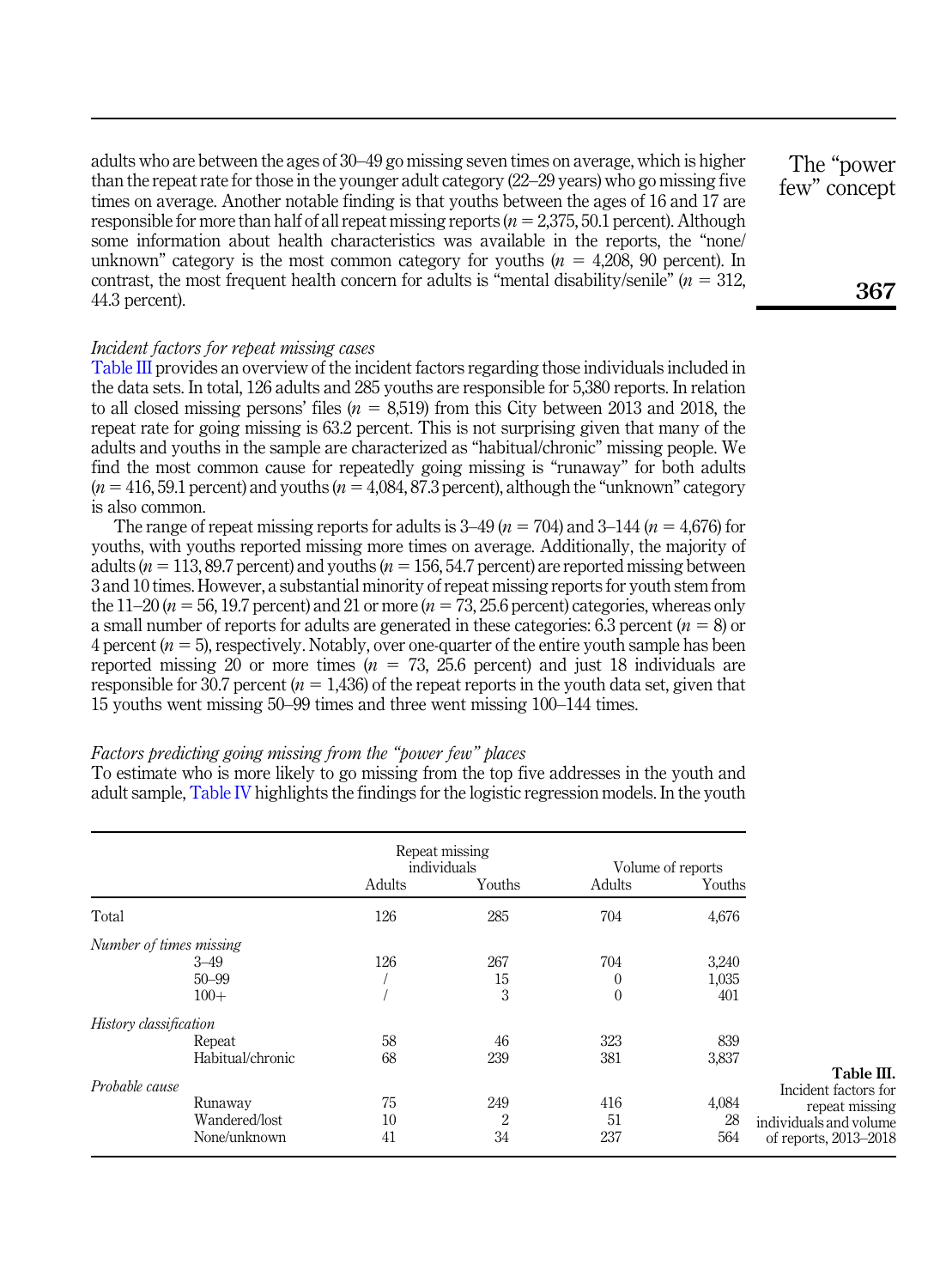adults who are between the ages of 30–49 go missing seven times on average, which is higher than the repeat rate for those in the younger adult category (22–29 years) who go missing five times on average. Another notable finding is that youths between the ages of 16 and 17 are responsible for more than half of all repeat missing reports ($n$ = 2,375, 50.1 percent). Although some information about health characteristics was available in the reports, the "none/unknown" category is the most common category for youths ($n$ = 4,208, 90 percent). In contrast, the most frequent health concern for adults is "mental disability/senile" ($n$ = 312, 44.3 percent).

### *Incident factors for repeat missing cases*

Table III provides an overview of the incident factors regarding those individuals included in the data sets. In total, 126 adults and 285 youths are responsible for 5,380 reports. In relation to all closed missing persons' files ($n$ = 8,519) from this City between 2013 and 2018, the repeat rate for going missing is 63.2 percent. This is not surprising given that many of the adults and youths in the sample are characterized as "habitual/chronic" missing people. We find the most common cause for repeatedly going missing is "runaway" for both adults ($n$ = 416, 59.1 percent) and youths ($n$ = 4,084, 87.3 percent), although the "unknown" category is also common.

The range of repeat missing reports for adults is 3–49 ($n$ = 704) and 3–144 ($n$ = 4,676) for youths, with youths reported missing more times on average. Additionally, the majority of adults ($n$ = 113, 89.7 percent) and youths ($n$ = 156, 54.7 percent) are reported missing between 3 and 10 times. However, a substantial minority of repeat missing reports for youth stem from the 11–20 ($n$ = 56, 19.7 percent) and 21 or more ($n$ = 73, 25.6 percent) categories, whereas only a small number of reports for adults are generated in these categories: 6.3 percent ($n$ = 8) or 4 percent ($n$ = 5), respectively. Notably, over one-quarter of the entire youth sample has been reported missing 20 or more times ($n$ = 73, 25.6 percent) and just 18 individuals are responsible for 30.7 percent ($n$ = 1,436) of the repeat reports in the youth data set, given that 15 youths went missing 50–99 times and three went missing 100–144 times.

### *Factors predicting going missing from the "power few" places*

To estimate who is more likely to go missing from the top five addresses in the youth and adult sample, Table IV highlights the findings for the logistic regression models. In the youth

| | Repeat missing individuals | | Volume of reports | |
|---|---|---|---|---|
| | Adults | Youths | Adults | Youths |
| Total | 126 | 285 | 704 | 4,676 |
| *Number of times missing* | | | | |
| 3–49 | 126 | 267 | 704 | 3,240 |
| 50–99 | / | 15 | 0 | 1,035 |
| 100+ | / | 3 | 0 | 401 |
| *History classification* | | | | |
| Repeat | 58 | 46 | 323 | 839 |
| Habitual/chronic | 68 | 239 | 381 | 3,837 |
| *Probable cause* | | | | |
| Runaway | 75 | 249 | 416 | 4,084 |
| Wandered/lost | 10 | 2 | 51 | 28 |
| None/unknown | 41 | 34 | 237 | 564 |

**Table III.** Incident factors for repeat missing individuals and volume of reports, 2013–2018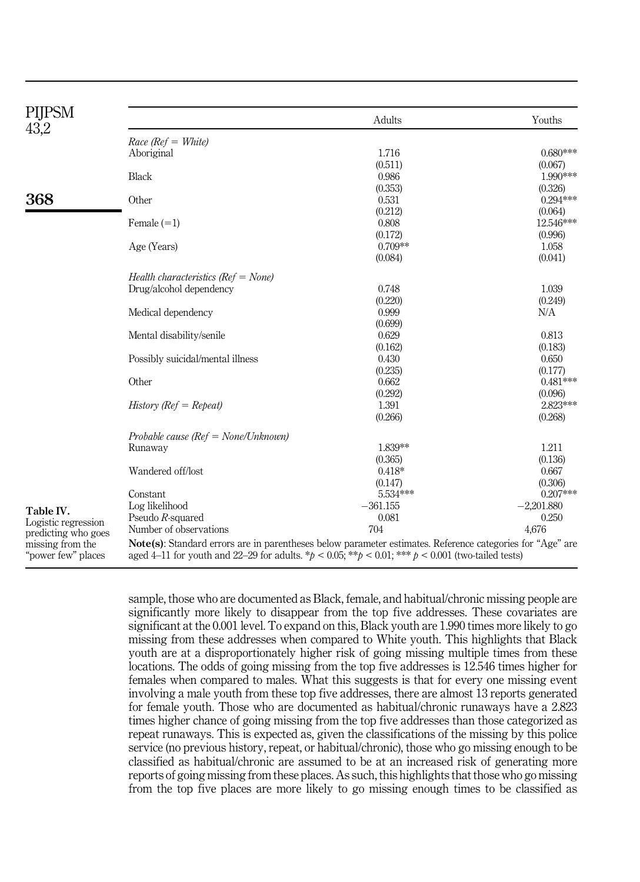Table IV. Logistic regression predicting who goes missing from the "power few" places

| | Adults | Youths |
|---|---|---|
| *Race (Ref = White)* | | |
| Aboriginal | 1.716 | 0.680*** |
| | (0.511) | (0.067) |
| Black | 0.986 | 1.990*** |
| | (0.353) | (0.326) |
| Other | 0.531 | 0.294*** |
| | (0.212) | (0.064) |
| Female (=1) | 0.808 | 12.546*** |
| | (0.172) | (0.996) |
| Age (Years) | 0.709** | 1.058 |
| | (0.084) | (0.041) |
| *Health characteristics (Ref = None)* | | |
| Drug/alcohol dependency | 0.748 | 1.039 |
| | (0.220) | (0.249) |
| Medical dependency | 0.999 | N/A |
| | (0.699) | |
| Mental disability/senile | 0.629 | 0.813 |
| | (0.162) | (0.183) |
| Possibly suicidal/mental illness | 0.430 | 0.650 |
| | (0.235) | (0.177) |
| Other | 0.662 | 0.481*** |
| | (0.292) | (0.096) |
| *History (Ref = Repeat)* | 1.391 | 2.823*** |
| | (0.266) | (0.268) |
| *Probable cause (Ref = None/Unknown)* | | |
| Runaway | 1.839** | 1.211 |
| | (0.365) | (0.136) |
| Wandered off/lost | 0.418* | 0.667 |
| | (0.147) | (0.306) |
| Constant | 5.534*** | 0.207*** |
| Log likelihood | −361.155 | −2,201.880 |
| Pseudo *R*-squared | 0.081 | 0.250 |
| Number of observations | 704 | 4,676 |

**Note(s)**: Standard errors are in parentheses below parameter estimates. Reference categories for "Age" are aged 4–11 for youth and 22–29 for adults. *$p < 0.05$; **$p < 0.01$; *** $p < 0.001$ (two-tailed tests)

sample, those who are documented as Black, female, and habitual/chronic missing people are significantly more likely to disappear from the top five addresses. These covariates are significant at the 0.001 level. To expand on this, Black youth are 1.990 times more likely to go missing from these addresses when compared to White youth. This highlights that Black youth are at a disproportionately higher risk of going missing multiple times from these locations. The odds of going missing from the top five addresses is 12.546 times higher for females when compared to males. What this suggests is that for every one missing event involving a male youth from these top five addresses, there are almost 13 reports generated for female youth. Those who are documented as habitual/chronic runaways have a 2.823 times higher chance of going missing from the top five addresses than those categorized as repeat runaways. This is expected as, given the classifications of the missing by this police service (no previous history, repeat, or habitual/chronic), those who go missing enough to be classified as habitual/chronic are assumed to be at an increased risk of generating more reports of going missing from these places. As such, this highlights that those who go missing from the top five places are more likely to go missing enough times to be classified as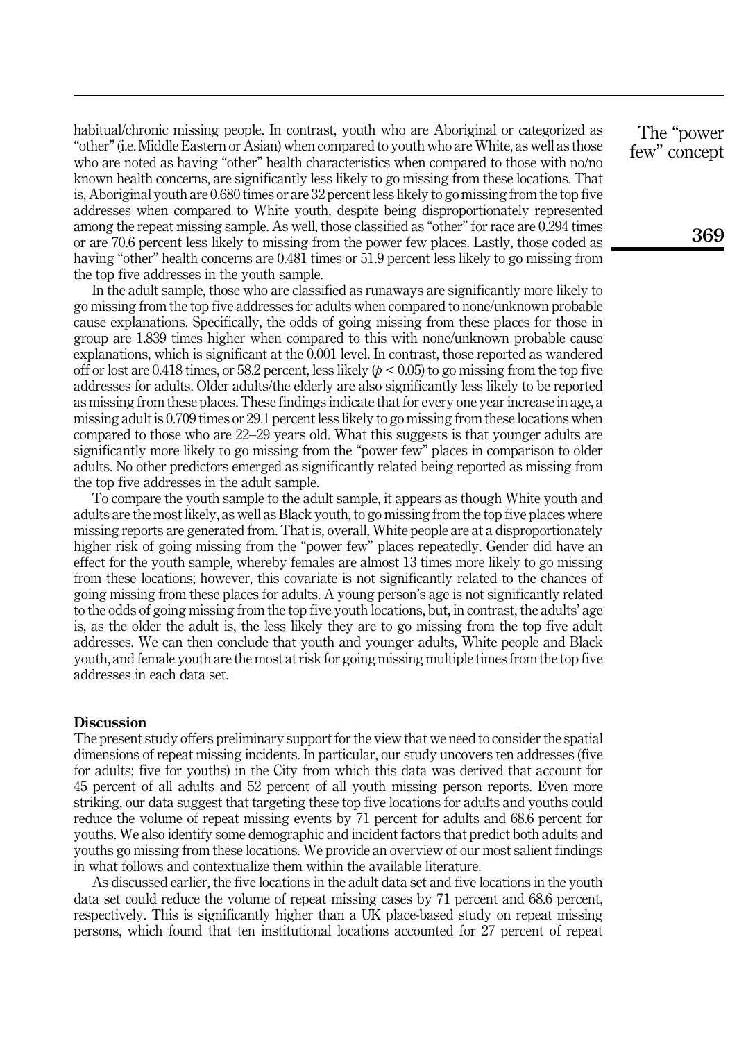habitual/chronic missing people. In contrast, youth who are Aboriginal or categorized as "other" (i.e. Middle Eastern or Asian) when compared to youth who are White, as well as those who are noted as having "other" health characteristics when compared to those with no/no known health concerns, are significantly less likely to go missing from these locations. That is, Aboriginal youth are 0.680 times or are 32 percent less likely to go missing from the top five addresses when compared to White youth, despite being disproportionately represented among the repeat missing sample. As well, those classified as "other" for race are 0.294 times or are 70.6 percent less likely to missing from the power few places. Lastly, those coded as having "other" health concerns are 0.481 times or 51.9 percent less likely to go missing from the top five addresses in the youth sample.

In the adult sample, those who are classified as runaways are significantly more likely to go missing from the top five addresses for adults when compared to none/unknown probable cause explanations. Specifically, the odds of going missing from these places for those in group are 1.839 times higher when compared to this with none/unknown probable cause explanations, which is significant at the 0.001 level. In contrast, those reported as wandered off or lost are 0.418 times, or 58.2 percent, less likely ($p < 0.05$) to go missing from the top five addresses for adults. Older adults/the elderly are also significantly less likely to be reported as missing from these places. These findings indicate that for every one year increase in age, a missing adult is 0.709 times or 29.1 percent less likely to go missing from these locations when compared to those who are 22–29 years old. What this suggests is that younger adults are significantly more likely to go missing from the "power few" places in comparison to older adults. No other predictors emerged as significantly related being reported as missing from the top five addresses in the adult sample.

To compare the youth sample to the adult sample, it appears as though White youth and adults are the most likely, as well as Black youth, to go missing from the top five places where missing reports are generated from. That is, overall, White people are at a disproportionately higher risk of going missing from the "power few" places repeatedly. Gender did have an effect for the youth sample, whereby females are almost 13 times more likely to go missing from these locations; however, this covariate is not significantly related to the chances of going missing from these places for adults. A young person's age is not significantly related to the odds of going missing from the top five youth locations, but, in contrast, the adults' age is, as the older the adult is, the less likely they are to go missing from the top five adult addresses. We can then conclude that youth and younger adults, White people and Black youth, and female youth are the most at risk for going missing multiple times from the top five addresses in each data set.

## Discussion

The present study offers preliminary support for the view that we need to consider the spatial dimensions of repeat missing incidents. In particular, our study uncovers ten addresses (five for adults; five for youths) in the City from which this data was derived that account for 45 percent of all adults and 52 percent of all youth missing person reports. Even more striking, our data suggest that targeting these top five locations for adults and youths could reduce the volume of repeat missing events by 71 percent for adults and 68.6 percent for youths. We also identify some demographic and incident factors that predict both adults and youths go missing from these locations. We provide an overview of our most salient findings in what follows and contextualize them within the available literature.

As discussed earlier, the five locations in the adult data set and five locations in the youth data set could reduce the volume of repeat missing cases by 71 percent and 68.6 percent, respectively. This is significantly higher than a UK place-based study on repeat missing persons, which found that ten institutional locations accounted for 27 percent of repeat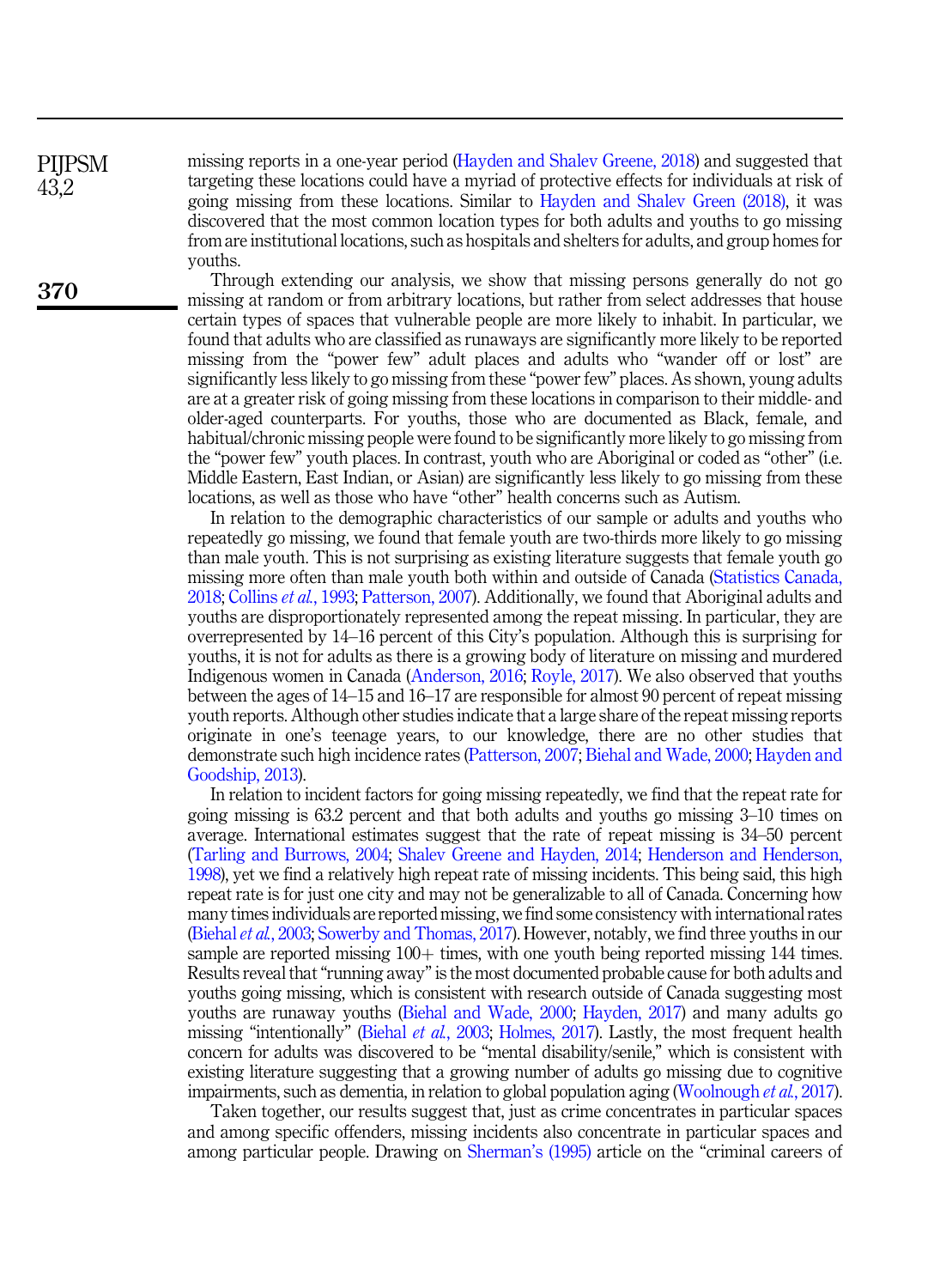missing reports in a one-year period (Hayden and Shalev Greene, 2018) and suggested that targeting these locations could have a myriad of protective effects for individuals at risk of going missing from these locations. Similar to Hayden and Shalev Green (2018), it was discovered that the most common location types for both adults and youths to go missing from are institutional locations, such as hospitals and shelters for adults, and group homes for youths.

Through extending our analysis, we show that missing persons generally do not go missing at random or from arbitrary locations, but rather from select addresses that house certain types of spaces that vulnerable people are more likely to inhabit. In particular, we found that adults who are classified as runaways are significantly more likely to be reported missing from the "power few" adult places and adults who "wander off or lost" are significantly less likely to go missing from these "power few" places. As shown, young adults are at a greater risk of going missing from these locations in comparison to their middle- and older-aged counterparts. For youths, those who are documented as Black, female, and habitual/chronic missing people were found to be significantly more likely to go missing from the "power few" youth places. In contrast, youth who are Aboriginal or coded as "other" (i.e. Middle Eastern, East Indian, or Asian) are significantly less likely to go missing from these locations, as well as those who have "other" health concerns such as Autism.

In relation to the demographic characteristics of our sample or adults and youths who repeatedly go missing, we found that female youth are two-thirds more likely to go missing than male youth. This is not surprising as existing literature suggests that female youth go missing more often than male youth both within and outside of Canada (Statistics Canada, 2018; Collins *et al.*, 1993; Patterson, 2007). Additionally, we found that Aboriginal adults and youths are disproportionately represented among the repeat missing. In particular, they are overrepresented by 14–16 percent of this City's population. Although this is surprising for youths, it is not for adults as there is a growing body of literature on missing and murdered Indigenous women in Canada (Anderson, 2016; Royle, 2017). We also observed that youths between the ages of 14–15 and 16–17 are responsible for almost 90 percent of repeat missing youth reports. Although other studies indicate that a large share of the repeat missing reports originate in one's teenage years, to our knowledge, there are no other studies that demonstrate such high incidence rates (Patterson, 2007; Biehal and Wade, 2000; Hayden and Goodship, 2013).

In relation to incident factors for going missing repeatedly, we find that the repeat rate for going missing is 63.2 percent and that both adults and youths go missing 3–10 times on average. International estimates suggest that the rate of repeat missing is 34–50 percent (Tarling and Burrows, 2004; Shalev Greene and Hayden, 2014; Henderson and Henderson, 1998), yet we find a relatively high repeat rate of missing incidents. This being said, this high repeat rate is for just one city and may not be generalizable to all of Canada. Concerning how many times individuals are reported missing, we find some consistency with international rates (Biehal *et al.*, 2003; Sowerby and Thomas, 2017). However, notably, we find three youths in our sample are reported missing 100+ times, with one youth being reported missing 144 times. Results reveal that "running away" is the most documented probable cause for both adults and youths going missing, which is consistent with research outside of Canada suggesting most youths are runaway youths (Biehal and Wade, 2000; Hayden, 2017) and many adults go missing "intentionally" (Biehal *et al.*, 2003; Holmes, 2017). Lastly, the most frequent health concern for adults was discovered to be "mental disability/senile," which is consistent with existing literature suggesting that a growing number of adults go missing due to cognitive impairments, such as dementia, in relation to global population aging (Woolnough *et al.*, 2017).

Taken together, our results suggest that, just as crime concentrates in particular spaces and among specific offenders, missing incidents also concentrate in particular spaces and among particular people. Drawing on Sherman's (1995) article on the "criminal careers of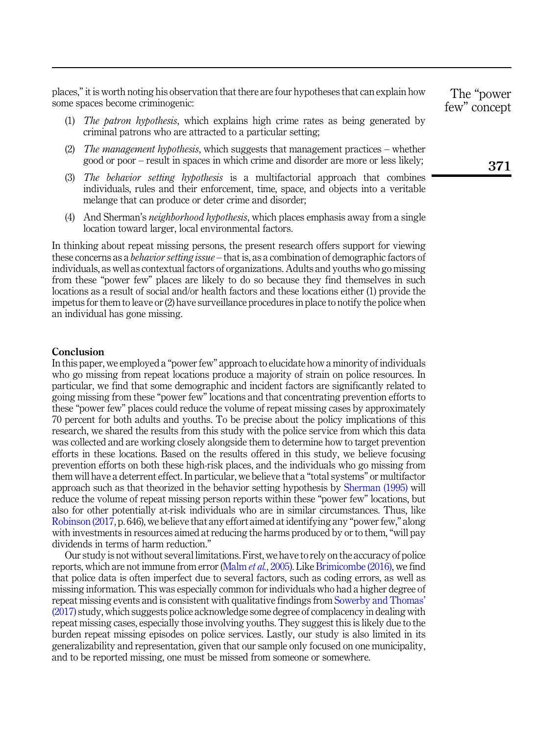places," it is worth noting his observation that there are four hypotheses that can explain how some spaces become criminogenic:

1. *The patron hypothesis*, which explains high crime rates as being generated by criminal patrons who are attracted to a particular setting;
2. *The management hypothesis*, which suggests that management practices – whether good or poor – result in spaces in which crime and disorder are more or less likely;
3. *The behavior setting hypothesis* is a multifactorial approach that combines individuals, rules and their enforcement, time, space, and objects into a veritable melange that can produce or deter crime and disorder;
4. And Sherman's *neighborhood hypothesis*, which places emphasis away from a single location toward larger, local environmental factors.

In thinking about repeat missing persons, the present research offers support for viewing these concerns as a *behavior setting issue* – that is, as a combination of demographic factors of individuals, as well as contextual factors of organizations. Adults and youths who go missing from these "power few" places are likely to do so because they find themselves in such locations as a result of social and/or health factors and these locations either (1) provide the impetus for them to leave or (2) have surveillance procedures in place to notify the police when an individual has gone missing.

## Conclusion

In this paper, we employed a "power few" approach to elucidate how a minority of individuals who go missing from repeat locations produce a majority of strain on police resources. In particular, we find that some demographic and incident factors are significantly related to going missing from these "power few" locations and that concentrating prevention efforts to these "power few" places could reduce the volume of repeat missing cases by approximately 70 percent for both adults and youths. To be precise about the policy implications of this research, we shared the results from this study with the police service from which this data was collected and are working closely alongside them to determine how to target prevention efforts in these locations. Based on the results offered in this study, we believe focusing prevention efforts on both these high-risk places, and the individuals who go missing from them will have a deterrent effect. In particular, we believe that a "total systems" or multifactor approach such as that theorized in the behavior setting hypothesis by Sherman (1995) will reduce the volume of repeat missing person reports within these "power few" locations, but also for other potentially at-risk individuals who are in similar circumstances. Thus, like Robinson (2017, p. 646), we believe that any effort aimed at identifying any "power few," along with investments in resources aimed at reducing the harms produced by or to them, "will pay dividends in terms of harm reduction."

Our study is not without several limitations. First, we have to rely on the accuracy of police reports, which are not immune from error (Malm *et al.*, 2005). Like Brimicombe (2016), we find that police data is often imperfect due to several factors, such as coding errors, as well as missing information. This was especially common for individuals who had a higher degree of repeat missing events and is consistent with qualitative findings from Sowerby and Thomas' (2017) study, which suggests police acknowledge some degree of complacency in dealing with repeat missing cases, especially those involving youths. They suggest this is likely due to the burden repeat missing episodes on police services. Lastly, our study is also limited in its generalizability and representation, given that our sample only focused on one municipality, and to be reported missing, one must be missed from someone or somewhere.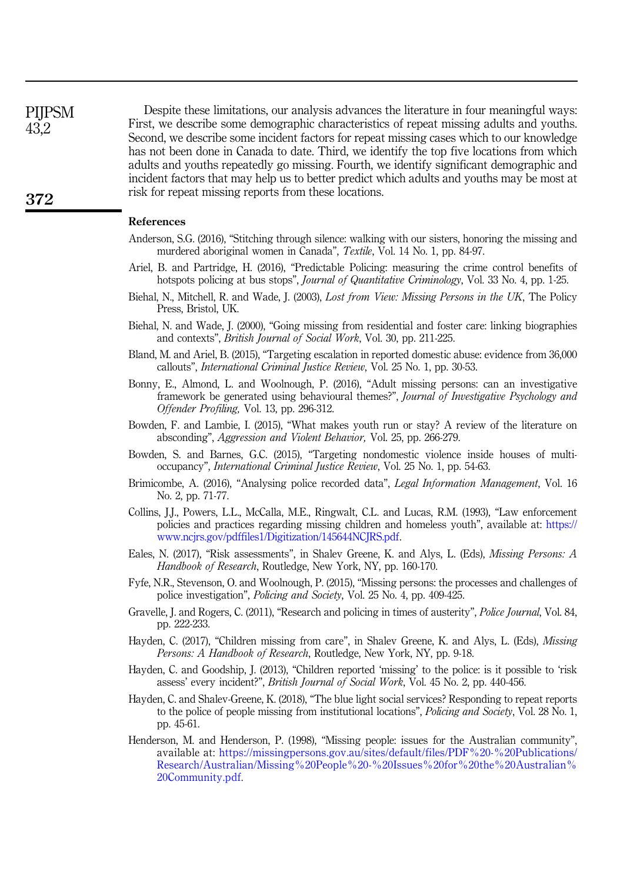Despite these limitations, our analysis advances the literature in four meaningful ways: First, we describe some demographic characteristics of repeat missing adults and youths. Second, we describe some incident factors for repeat missing cases which to our knowledge has not been done in Canada to date. Third, we identify the top five locations from which adults and youths repeatedly go missing. Fourth, we identify significant demographic and incident factors that may help us to better predict which adults and youths may be most at risk for repeat missing reports from these locations.

## References

Anderson, S.G. (2016), "Stitching through silence: walking with our sisters, honoring the missing and murdered aboriginal women in Canada", *Textile*, Vol. 14 No. 1, pp. 84-97.

Ariel, B. and Partridge, H. (2016), "Predictable Policing: measuring the crime control benefits of hotspots policing at bus stops", *Journal of Quantitative Criminology*, Vol. 33 No. 4, pp. 1-25.

Biehal, N., Mitchell, R. and Wade, J. (2003), *Lost from View: Missing Persons in the UK*, The Policy Press, Bristol, UK.

Biehal, N. and Wade, J. (2000), "Going missing from residential and foster care: linking biographies and contexts", *British Journal of Social Work*, Vol. 30, pp. 211-225.

Bland, M. and Ariel, B. (2015), "Targeting escalation in reported domestic abuse: evidence from 36,000 callouts", *International Criminal Justice Review*, Vol. 25 No. 1, pp. 30-53.

Bonny, E., Almond, L. and Woolnough, P. (2016), "Adult missing persons: can an investigative framework be generated using behavioural themes?", *Journal of Investigative Psychology and Offender Profiling,* Vol. 13, pp. 296-312.

Bowden, F. and Lambie, I. (2015), "What makes youth run or stay? A review of the literature on absconding", *Aggression and Violent Behavior,* Vol. 25, pp. 266-279.

Bowden, S. and Barnes, G.C. (2015), "Targeting nondomestic violence inside houses of multi-occupancy", *International Criminal Justice Review*, Vol. 25 No. 1, pp. 54-63.

Brimicombe, A. (2016), "Analysing police recorded data", *Legal Information Management*, Vol. 16 No. 2, pp. 71-77.

Collins, J.J., Powers, L.L., McCalla, M.E., Ringwalt, C.L. and Lucas, R.M. (1993), "Law enforcement policies and practices regarding missing children and homeless youth", available at: https://www.ncjrs.gov/pdffiles1/Digitization/145644NCJRS.pdf.

Eales, N. (2017), "Risk assessments", in Shalev Greene, K. and Alys, L. (Eds), *Missing Persons: A Handbook of Research*, Routledge, New York, NY, pp. 160-170.

Fyfe, N.R., Stevenson, O. and Woolnough, P. (2015), "Missing persons: the processes and challenges of police investigation", *Policing and Society*, Vol. 25 No. 4, pp. 409-425.

Gravelle, J. and Rogers, C. (2011), "Research and policing in times of austerity", *Police Journal*, Vol. 84, pp. 222-233.

Hayden, C. (2017), "Children missing from care", in Shalev Greene, K. and Alys, L. (Eds), *Missing Persons: A Handbook of Research*, Routledge, New York, NY, pp. 9-18.

Hayden, C. and Goodship, J. (2013), "Children reported 'missing' to the police: is it possible to 'risk assess' every incident?", *British Journal of Social Work*, Vol. 45 No. 2, pp. 440-456.

Hayden, C. and Shalev-Greene, K. (2018), "The blue light social services? Responding to repeat reports to the police of people missing from institutional locations", *Policing and Society*, Vol. 28 No. 1, pp. 45-61.

Henderson, M. and Henderson, P. (1998), "Missing people: issues for the Australian community", available at: https://missingpersons.gov.au/sites/default/files/PDF%20-%20Publications/Research/Australian/Missing%20People%20-%20Issues%20for%20the%20Australian%20Community.pdf.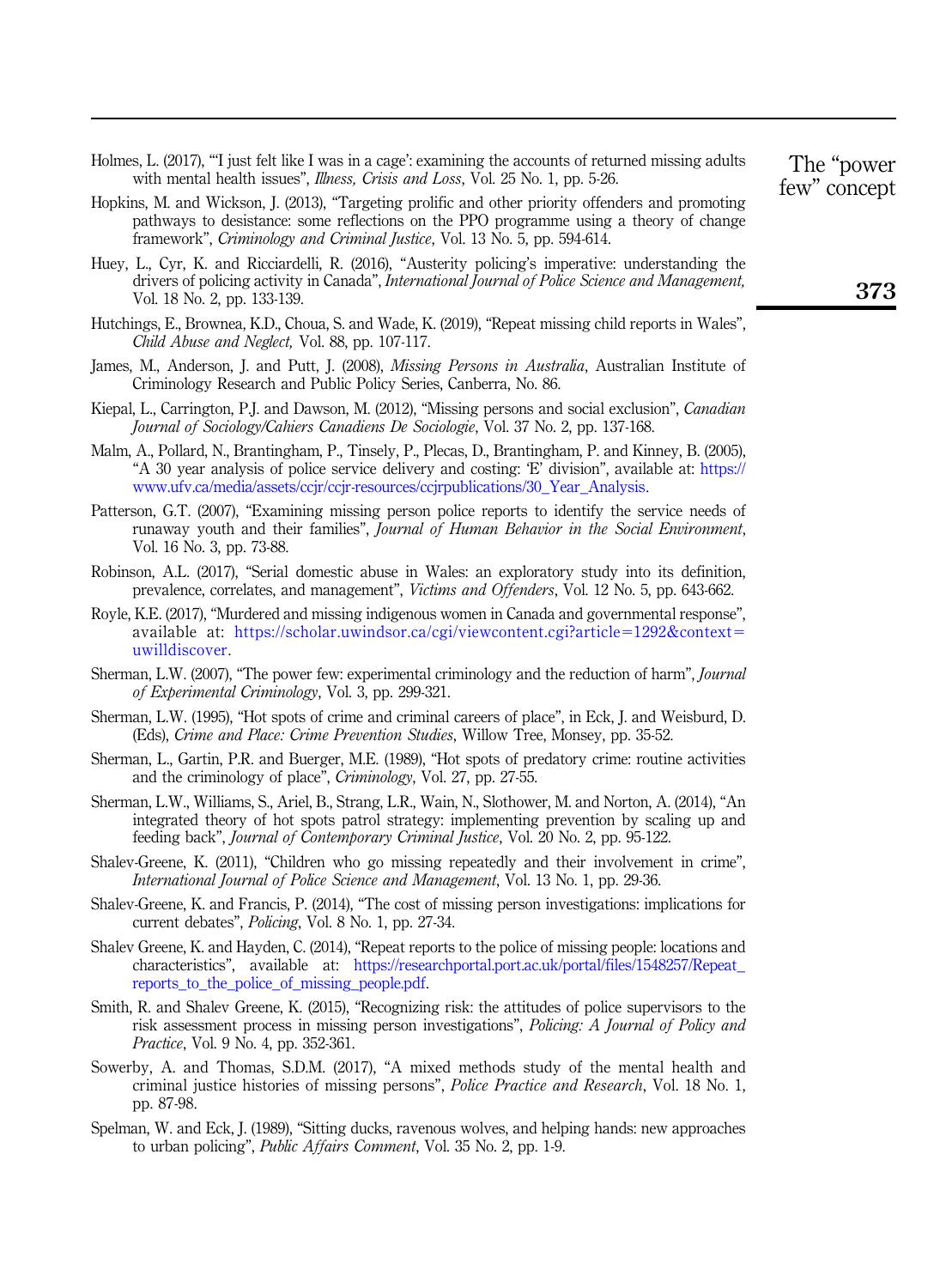Holmes, L. (2017), "'I just felt like I was in a cage': examining the accounts of returned missing adults with mental health issues", *Illness, Crisis and Loss*, Vol. 25 No. 1, pp. 5-26.

Hopkins, M. and Wickson, J. (2013), "Targeting prolific and other priority offenders and promoting pathways to desistance: some reflections on the PPO programme using a theory of change framework", *Criminology and Criminal Justice*, Vol. 13 No. 5, pp. 594-614.

Huey, L., Cyr, K. and Ricciardelli, R. (2016), "Austerity policing's imperative: understanding the drivers of policing activity in Canada", *International Journal of Police Science and Management*, Vol. 18 No. 2, pp. 133-139.

Hutchings, E., Brownea, K.D., Choua, S. and Wade, K. (2019), "Repeat missing child reports in Wales", *Child Abuse and Neglect,* Vol. 88, pp. 107-117.

James, M., Anderson, J. and Putt, J. (2008), *Missing Persons in Australia*, Australian Institute of Criminology Research and Public Policy Series, Canberra, No. 86.

Kiepal, L., Carrington, P.J. and Dawson, M. (2012), "Missing persons and social exclusion", *Canadian Journal of Sociology/Cahiers Canadiens De Sociologie*, Vol. 37 No. 2, pp. 137-168.

Malm, A., Pollard, N., Brantingham, P., Tinsely, P., Plecas, D., Brantingham, P. and Kinney, B. (2005), "A 30 year analysis of police service delivery and costing: 'E' division", available at: https://www.ufv.ca/media/assets/ccjr/ccjr-resources/ccjrpublications/30_Year_Analysis.

Patterson, G.T. (2007), "Examining missing person police reports to identify the service needs of runaway youth and their families", *Journal of Human Behavior in the Social Environment*, Vol. 16 No. 3, pp. 73-88.

Robinson, A.L. (2017), "Serial domestic abuse in Wales: an exploratory study into its definition, prevalence, correlates, and management", *Victims and Offenders*, Vol. 12 No. 5, pp. 643-662.

Royle, K.E. (2017), "Murdered and missing indigenous women in Canada and governmental response", available at: https://scholar.uwindsor.ca/cgi/viewcontent.cgi?article=1292&context=uwilldiscover.

Sherman, L.W. (2007), "The power few: experimental criminology and the reduction of harm", *Journal of Experimental Criminology*, Vol. 3, pp. 299-321.

Sherman, L.W. (1995), "Hot spots of crime and criminal careers of place", in Eck, J. and Weisburd, D. (Eds), *Crime and Place: Crime Prevention Studies*, Willow Tree, Monsey, pp. 35-52.

Sherman, L., Gartin, P.R. and Buerger, M.E. (1989), "Hot spots of predatory crime: routine activities and the criminology of place", *Criminology*, Vol. 27, pp. 27-55.

Sherman, L.W., Williams, S., Ariel, B., Strang, L.R., Wain, N., Slothower, M. and Norton, A. (2014), "An integrated theory of hot spots patrol strategy: implementing prevention by scaling up and feeding back", *Journal of Contemporary Criminal Justice*, Vol. 20 No. 2, pp. 95-122.

Shalev-Greene, K. (2011), "Children who go missing repeatedly and their involvement in crime", *International Journal of Police Science and Management*, Vol. 13 No. 1, pp. 29-36.

Shalev-Greene, K. and Francis, P. (2014), "The cost of missing person investigations: implications for current debates", *Policing*, Vol. 8 No. 1, pp. 27-34.

Shalev Greene, K. and Hayden, C. (2014), "Repeat reports to the police of missing people: locations and characteristics", available at: https://researchportal.port.ac.uk/portal/files/1548257/Repeat_reports_to_the_police_of_missing_people.pdf.

Smith, R. and Shalev Greene, K. (2015), "Recognizing risk: the attitudes of police supervisors to the risk assessment process in missing person investigations", *Policing: A Journal of Policy and Practice*, Vol. 9 No. 4, pp. 352-361.

Sowerby, A. and Thomas, S.D.M. (2017), "A mixed methods study of the mental health and criminal justice histories of missing persons", *Police Practice and Research*, Vol. 18 No. 1, pp. 87-98.

Spelman, W. and Eck, J. (1989), "Sitting ducks, ravenous wolves, and helping hands: new approaches to urban policing", *Public Affairs Comment*, Vol. 35 No. 2, pp. 1-9.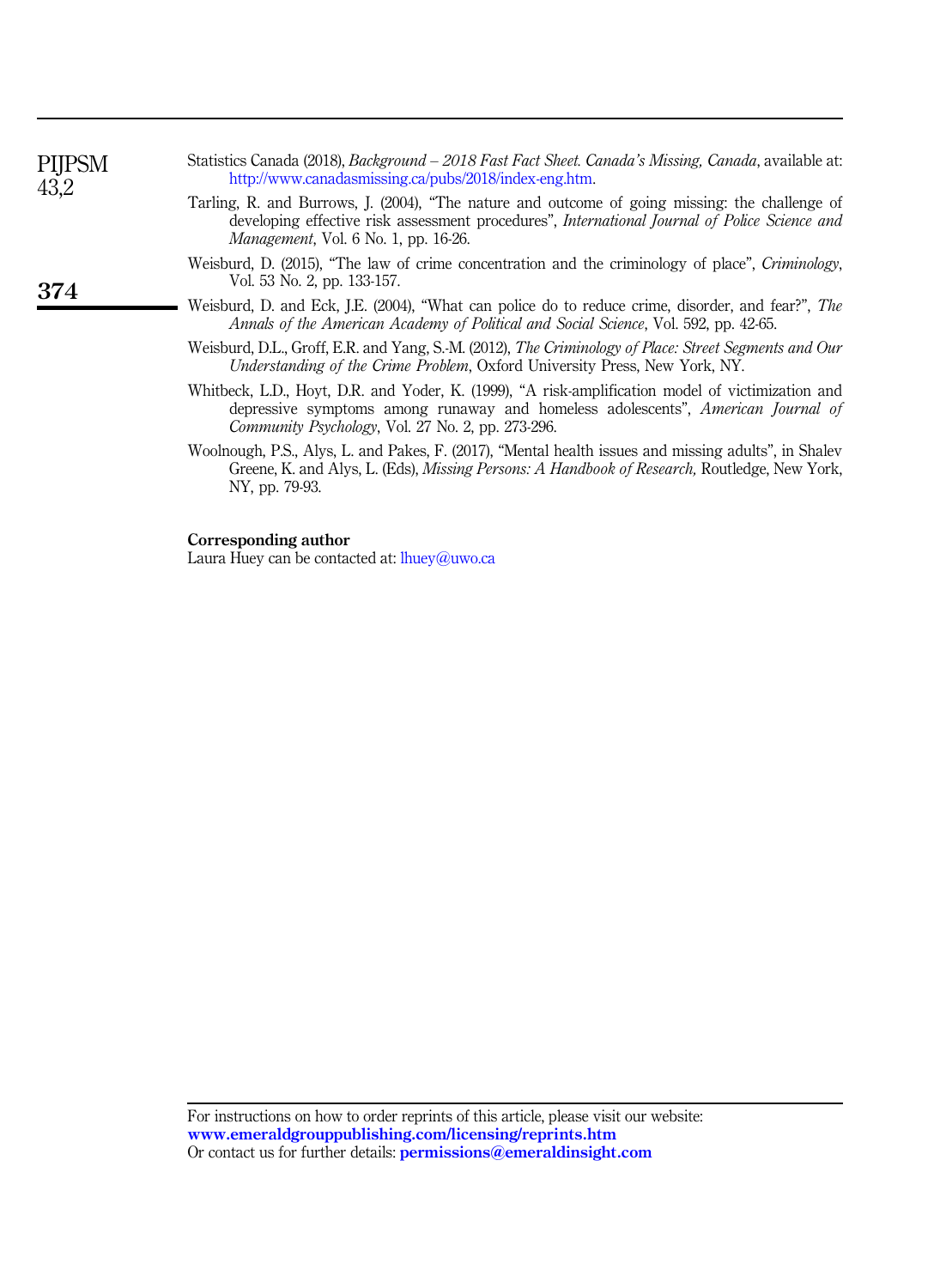Statistics Canada (2018), *Background – 2018 Fast Fact Sheet. Canada's Missing, Canada*, available at: http://www.canadasmissing.ca/pubs/2018/index-eng.htm.

Tarling, R. and Burrows, J. (2004), "The nature and outcome of going missing: the challenge of developing effective risk assessment procedures", *International Journal of Police Science and Management*, Vol. 6 No. 1, pp. 16-26.

Weisburd, D. (2015), "The law of crime concentration and the criminology of place", *Criminology*, Vol. 53 No. 2, pp. 133-157.

Weisburd, D. and Eck, J.E. (2004), "What can police do to reduce crime, disorder, and fear?", *The Annals of the American Academy of Political and Social Science*, Vol. 592, pp. 42-65.

Weisburd, D.L., Groff, E.R. and Yang, S.-M. (2012), *The Criminology of Place: Street Segments and Our Understanding of the Crime Problem*, Oxford University Press, New York, NY.

Whitbeck, L.D., Hoyt, D.R. and Yoder, K. (1999), "A risk-amplification model of victimization and depressive symptoms among runaway and homeless adolescents", *American Journal of Community Psychology*, Vol. 27 No. 2, pp. 273-296.

Woolnough, P.S., Alys, L. and Pakes, F. (2017), "Mental health issues and missing adults", in Shalev Greene, K. and Alys, L. (Eds), *Missing Persons: A Handbook of Research,* Routledge, New York, NY, pp. 79-93.

**Corresponding author**
Laura Huey can be contacted at: lhuey@uwo.ca

For instructions on how to order reprints of this article, please visit our website:
**www.emeraldgrouppublishing.com/licensing/reprints.htm**
Or contact us for further details: **permissions@emeraldinsight.com**